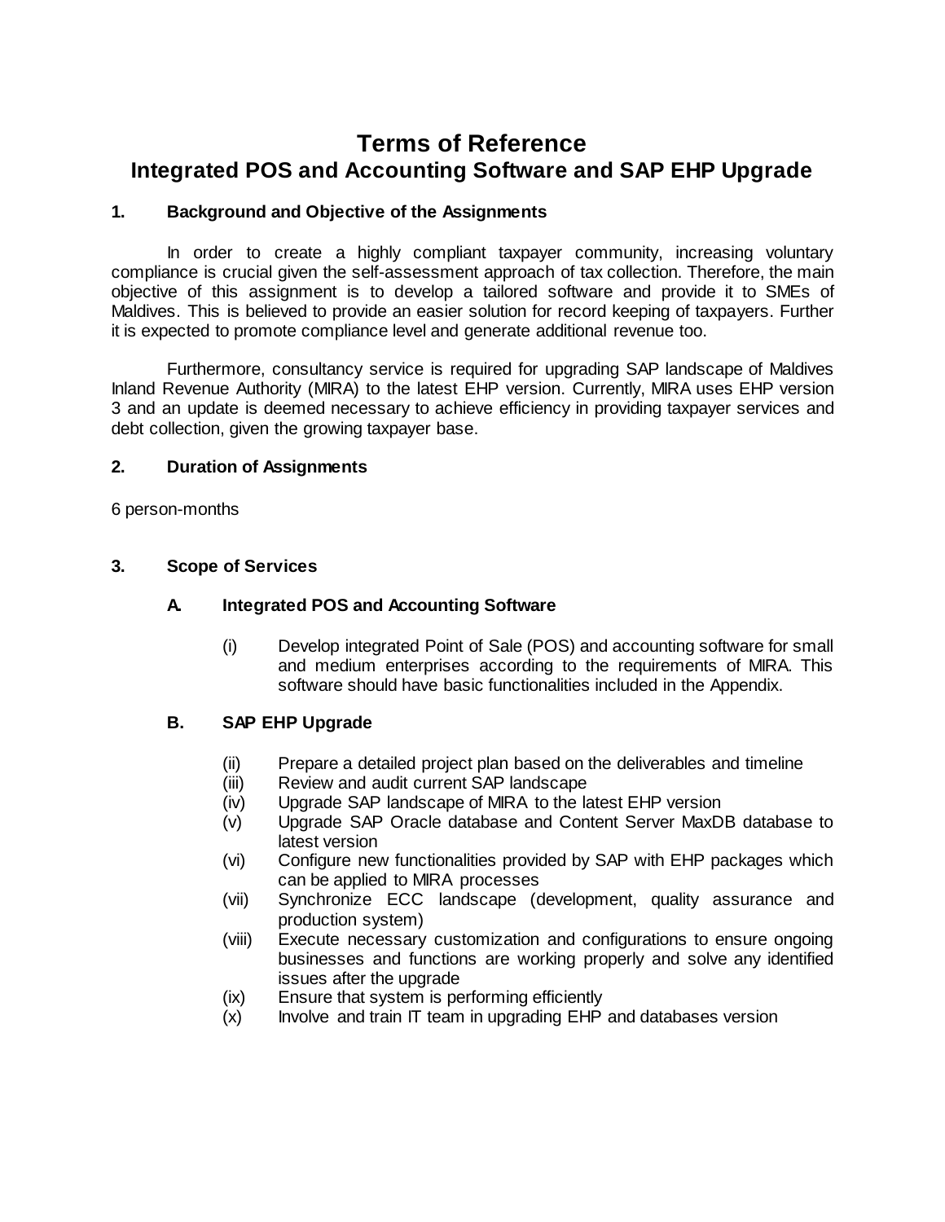# Terms of Reference
# Integrated POS and Accounting Software and SAP EHP Upgrade

## 1. Background and Objective of the Assignments

In order to create a highly compliant taxpayer community, increasing voluntary compliance is crucial given the self-assessment approach of tax collection. Therefore, the main objective of this assignment is to develop a tailored software and provide it to SMEs of Maldives. This is believed to provide an easier solution for record keeping of taxpayers. Further it is expected to promote compliance level and generate additional revenue too.

Furthermore, consultancy service is required for upgrading SAP landscape of Maldives Inland Revenue Authority (MIRA) to the latest EHP version. Currently, MIRA uses EHP version 3 and an update is deemed necessary to achieve efficiency in providing taxpayer services and debt collection, given the growing taxpayer base.

## 2. Duration of Assignments

6 person-months

## 3. Scope of Services

### A. Integrated POS and Accounting Software

(i) Develop integrated Point of Sale (POS) and accounting software for small and medium enterprises according to the requirements of MIRA. This software should have basic functionalities included in the Appendix.

### B. SAP EHP Upgrade

(ii) Prepare a detailed project plan based on the deliverables and timeline

(iii) Review and audit current SAP landscape

(iv) Upgrade SAP landscape of MIRA to the latest EHP version

(v) Upgrade SAP Oracle database and Content Server MaxDB database to latest version

(vi) Configure new functionalities provided by SAP with EHP packages which can be applied to MIRA processes

(vii) Synchronize ECC landscape (development, quality assurance and production system)

(viii) Execute necessary customization and configurations to ensure ongoing businesses and functions are working properly and solve any identified issues after the upgrade

(ix) Ensure that system is performing efficiently

(x) Involve and train IT team in upgrading EHP and databases version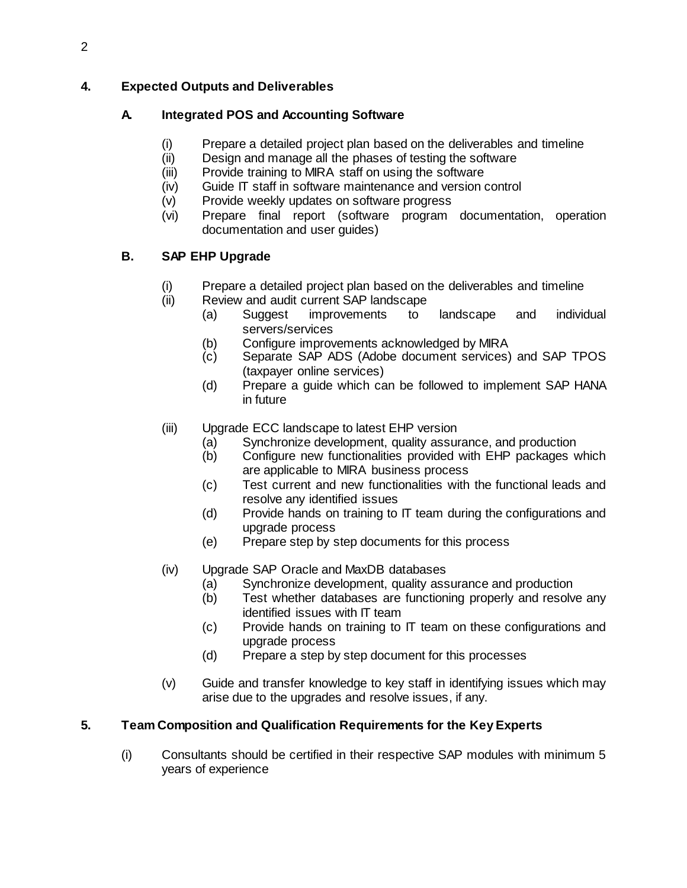## 4. Expected Outputs and Deliverables

### A. Integrated POS and Accounting Software

- (i) Prepare a detailed project plan based on the deliverables and timeline
- (ii) Design and manage all the phases of testing the software
- (iii) Provide training to MIRA staff on using the software
- (iv) Guide IT staff in software maintenance and version control
- (v) Provide weekly updates on software progress
- (vi) Prepare final report (software program documentation, operation documentation and user guides)

### B. SAP EHP Upgrade

- (i) Prepare a detailed project plan based on the deliverables and timeline
- (ii) Review and audit current SAP landscape
  - (a) Suggest improvements to landscape and individual servers/services
  - (b) Configure improvements acknowledged by MIRA
  - (c) Separate SAP ADS (Adobe document services) and SAP TPOS (taxpayer online services)
  - (d) Prepare a guide which can be followed to implement SAP HANA in future
- (iii) Upgrade ECC landscape to latest EHP version
  - (a) Synchronize development, quality assurance, and production
  - (b) Configure new functionalities provided with EHP packages which are applicable to MIRA business process
  - (c) Test current and new functionalities with the functional leads and resolve any identified issues
  - (d) Provide hands on training to IT team during the configurations and upgrade process
  - (e) Prepare step by step documents for this process
- (iv) Upgrade SAP Oracle and MaxDB databases
  - (a) Synchronize development, quality assurance and production
  - (b) Test whether databases are functioning properly and resolve any identified issues with IT team
  - (c) Provide hands on training to IT team on these configurations and upgrade process
  - (d) Prepare a step by step document for this processes
- (v) Guide and transfer knowledge to key staff in identifying issues which may arise due to the upgrades and resolve issues, if any.

## 5. Team Composition and Qualification Requirements for the Key Experts

- (i) Consultants should be certified in their respective SAP modules with minimum 5 years of experience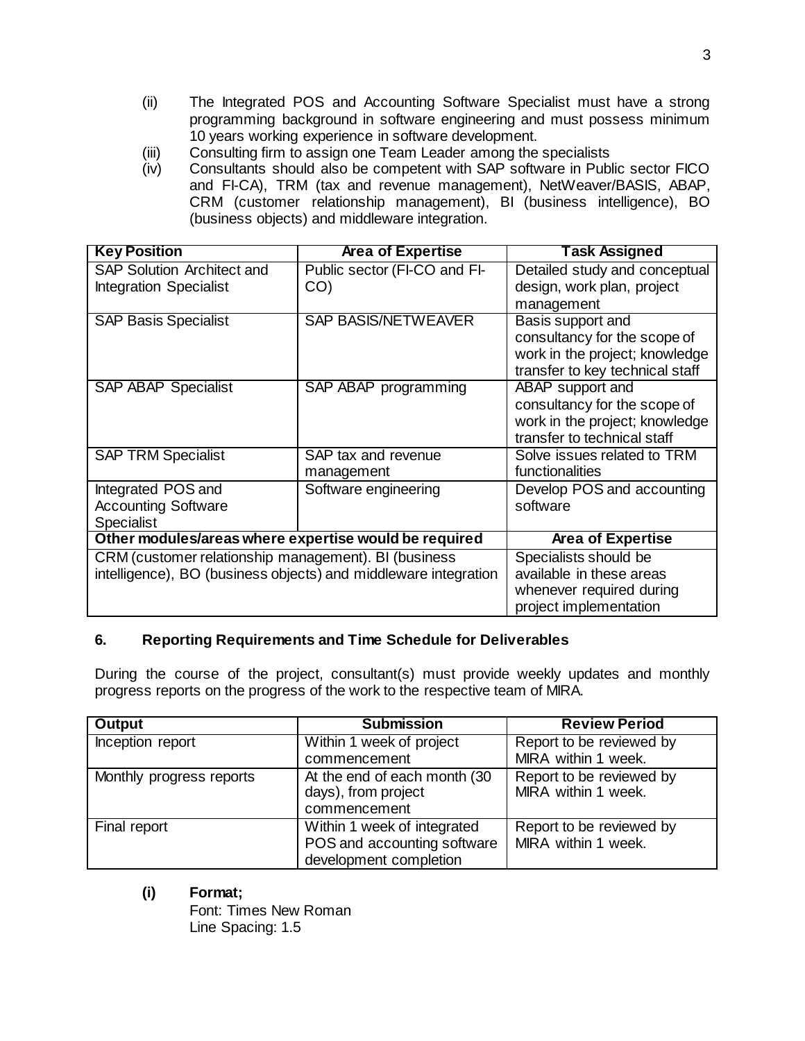(ii) The Integrated POS and Accounting Software Specialist must have a strong programming background in software engineering and must possess minimum 10 years working experience in software development.

(iii) Consulting firm to assign one Team Leader among the specialists

(iv) Consultants should also be competent with SAP software in Public sector FICO and FI-CA), TRM (tax and revenue management), NetWeaver/BASIS, ABAP, CRM (customer relationship management), BI (business intelligence), BO (business objects) and middleware integration.

| Key Position | Area of Expertise | Task Assigned |
|---|---|---|
| SAP Solution Architect and Integration Specialist | Public sector (FI-CO and FI-CO) | Detailed study and conceptual design, work plan, project management |
| SAP Basis Specialist | SAP BASIS/NETWEAVER | Basis support and consultancy for the scope of work in the project; knowledge transfer to key technical staff |
| SAP ABAP Specialist | SAP ABAP programming | ABAP support and consultancy for the scope of work in the project; knowledge transfer to technical staff |
| SAP TRM Specialist | SAP tax and revenue management | Solve issues related to TRM functionalities |
| Integrated POS and Accounting Software Specialist | Software engineering | Develop POS and accounting software |
| **Other modules/areas where expertise would be required** | | **Area of Expertise** |
| CRM (customer relationship management). BI (business intelligence), BO (business objects) and middleware integration | | Specialists should be available in these areas whenever required during project implementation |

### 6. Reporting Requirements and Time Schedule for Deliverables

During the course of the project, consultant(s) must provide weekly updates and monthly progress reports on the progress of the work to the respective team of MIRA.

| Output | Submission | Review Period |
|---|---|---|
| Inception report | Within 1 week of project commencement | Report to be reviewed by MIRA within 1 week. |
| Monthly progress reports | At the end of each month (30 days), from project commencement | Report to be reviewed by MIRA within 1 week. |
| Final report | Within 1 week of integrated POS and accounting software development completion | Report to be reviewed by MIRA within 1 week. |

**(i) Format;**

Font: Times New Roman

Line Spacing: 1.5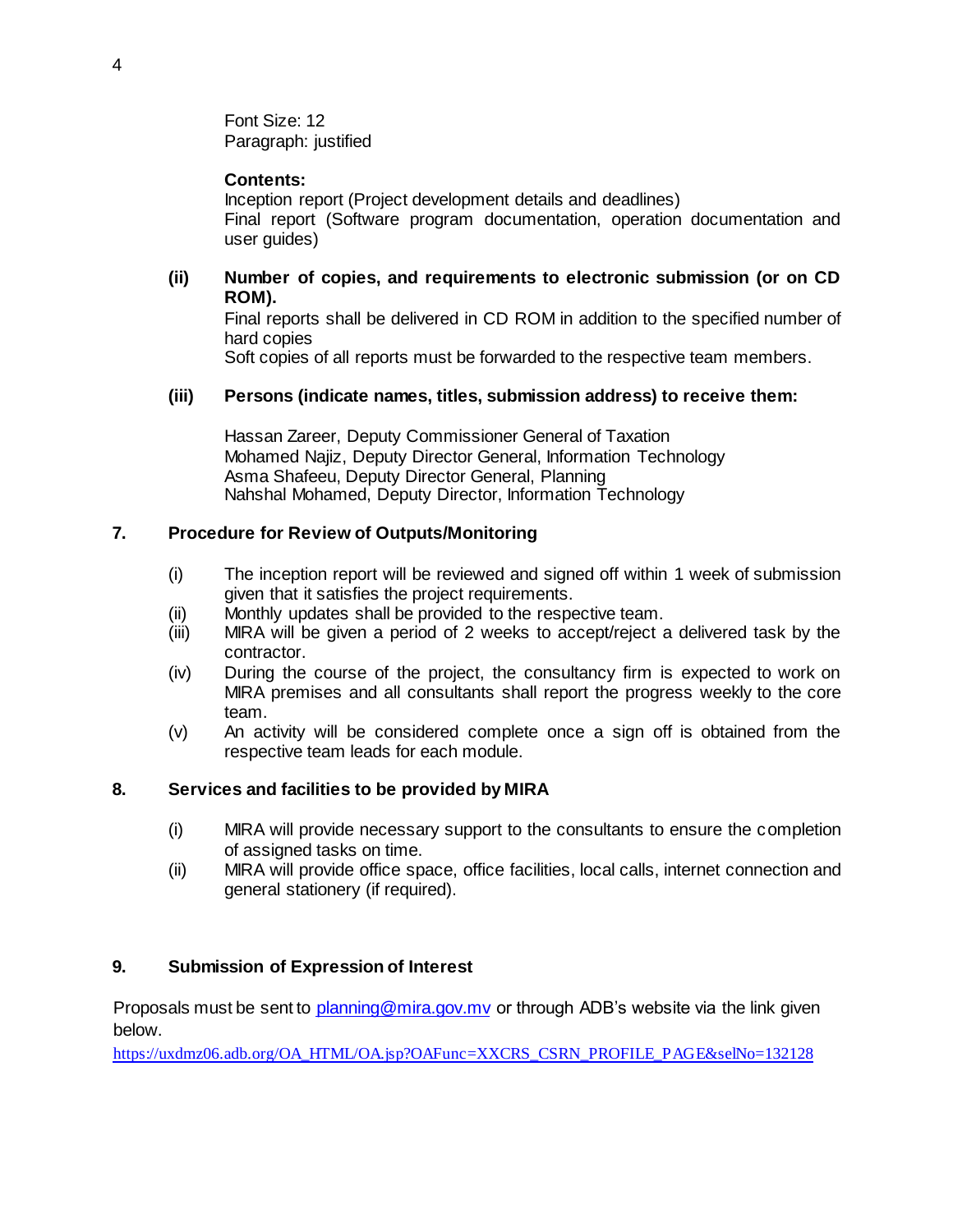Font Size: 12
Paragraph: justified

**Contents:**
Inception report (Project development details and deadlines)
Final report (Software program documentation, operation documentation and user guides)

**(ii) Number of copies, and requirements to electronic submission (or on CD ROM).**

Final reports shall be delivered in CD ROM in addition to the specified number of hard copies
Soft copies of all reports must be forwarded to the respective team members.

**(iii) Persons (indicate names, titles, submission address) to receive them:**

Hassan Zareer, Deputy Commissioner General of Taxation
Mohamed Najiz, Deputy Director General, Information Technology
Asma Shafeeu, Deputy Director General, Planning
Nahshal Mohamed, Deputy Director, Information Technology

## 7. Procedure for Review of Outputs/Monitoring

(i) The inception report will be reviewed and signed off within 1 week of submission given that it satisfies the project requirements.
(ii) Monthly updates shall be provided to the respective team.
(iii) MIRA will be given a period of 2 weeks to accept/reject a delivered task by the contractor.
(iv) During the course of the project, the consultancy firm is expected to work on MIRA premises and all consultants shall report the progress weekly to the core team.
(v) An activity will be considered complete once a sign off is obtained from the respective team leads for each module.

## 8. Services and facilities to be provided by MIRA

(i) MIRA will provide necessary support to the consultants to ensure the completion of assigned tasks on time.
(ii) MIRA will provide office space, office facilities, local calls, internet connection and general stationery (if required).

## 9. Submission of Expression of Interest

Proposals must be sent to planning@mira.gov.mv or through ADB's website via the link given below.
https://uxdmz06.adb.org/OA_HTML/OA.jsp?OAFunc=XXCRS_CSRN_PROFILE_PAGE&selNo=132128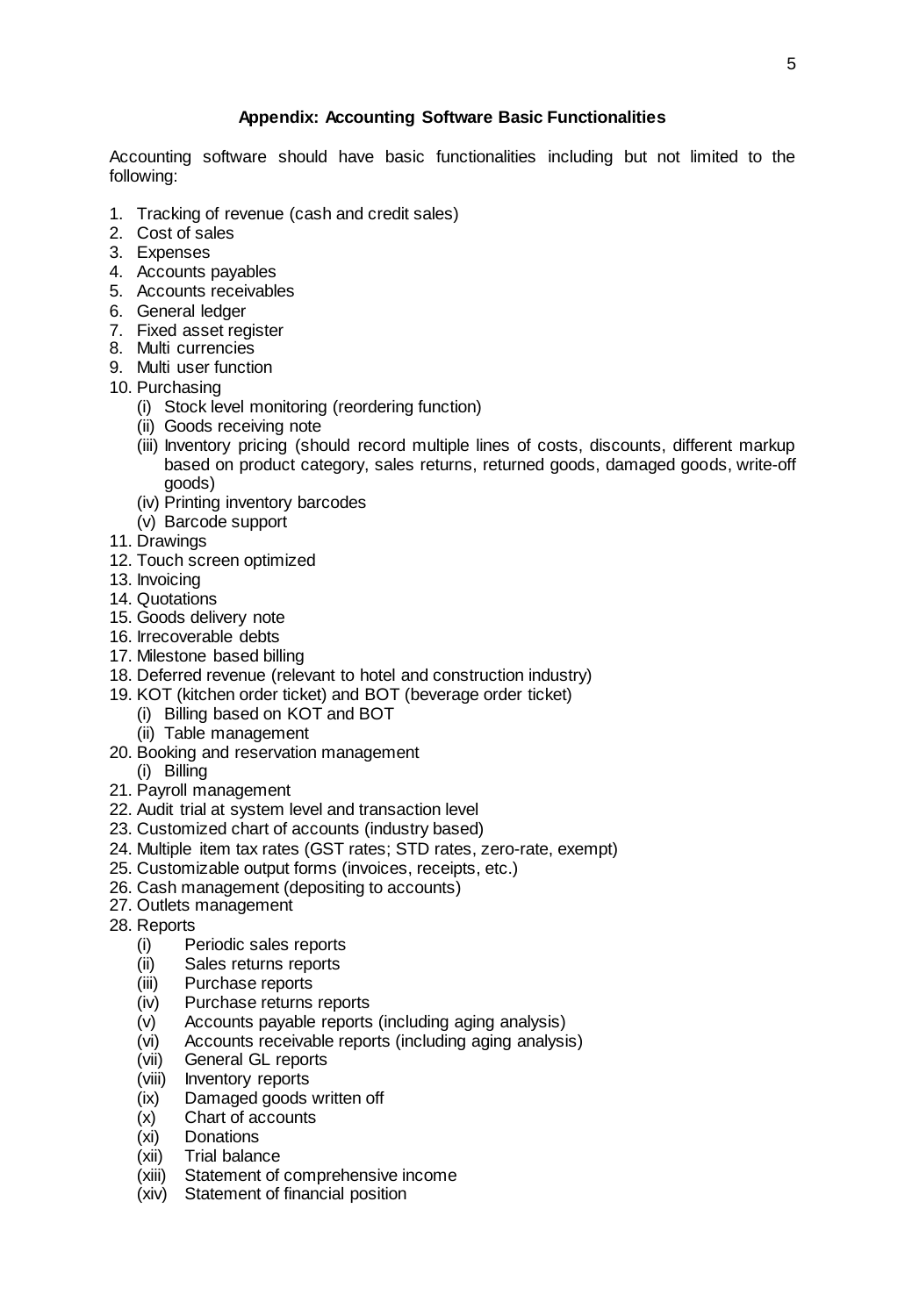**Appendix: Accounting Software Basic Functionalities**

Accounting software should have basic functionalities including but not limited to the following:

1. Tracking of revenue (cash and credit sales)
2. Cost of sales
3. Expenses
4. Accounts payables
5. Accounts receivables
6. General ledger
7. Fixed asset register
8. Multi currencies
9. Multi user function
10. Purchasing
    (i) Stock level monitoring (reordering function)
    (ii) Goods receiving note
    (iii) Inventory pricing (should record multiple lines of costs, discounts, different markup based on product category, sales returns, returned goods, damaged goods, write-off goods)
    (iv) Printing inventory barcodes
    (v) Barcode support
11. Drawings
12. Touch screen optimized
13. Invoicing
14. Quotations
15. Goods delivery note
16. Irrecoverable debts
17. Milestone based billing
18. Deferred revenue (relevant to hotel and construction industry)
19. KOT (kitchen order ticket) and BOT (beverage order ticket)
    (i) Billing based on KOT and BOT
    (ii) Table management
20. Booking and reservation management
    (i) Billing
21. Payroll management
22. Audit trial at system level and transaction level
23. Customized chart of accounts (industry based)
24. Multiple item tax rates (GST rates; STD rates, zero-rate, exempt)
25. Customizable output forms (invoices, receipts, etc.)
26. Cash management (depositing to accounts)
27. Outlets management
28. Reports
    (i) Periodic sales reports
    (ii) Sales returns reports
    (iii) Purchase reports
    (iv) Purchase returns reports
    (v) Accounts payable reports (including aging analysis)
    (vi) Accounts receivable reports (including aging analysis)
    (vii) General GL reports
    (viii) Inventory reports
    (ix) Damaged goods written off
    (x) Chart of accounts
    (xi) Donations
    (xii) Trial balance
    (xiii) Statement of comprehensive income
    (xiv) Statement of financial position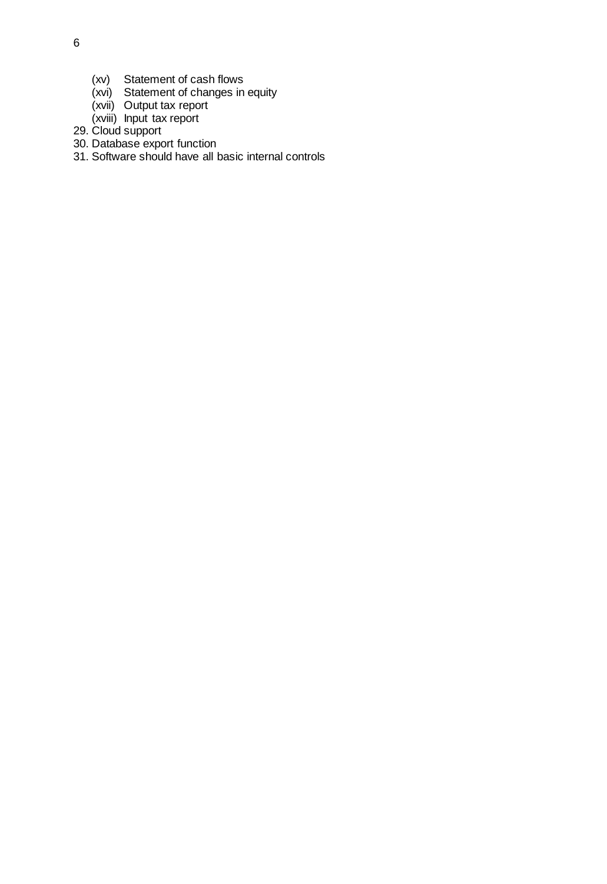(xv) Statement of cash flows
   (xvi) Statement of changes in equity
   (xvii) Output tax report
   (xviii) Input tax report

29. Cloud support
30. Database export function
31. Software should have all basic internal controls